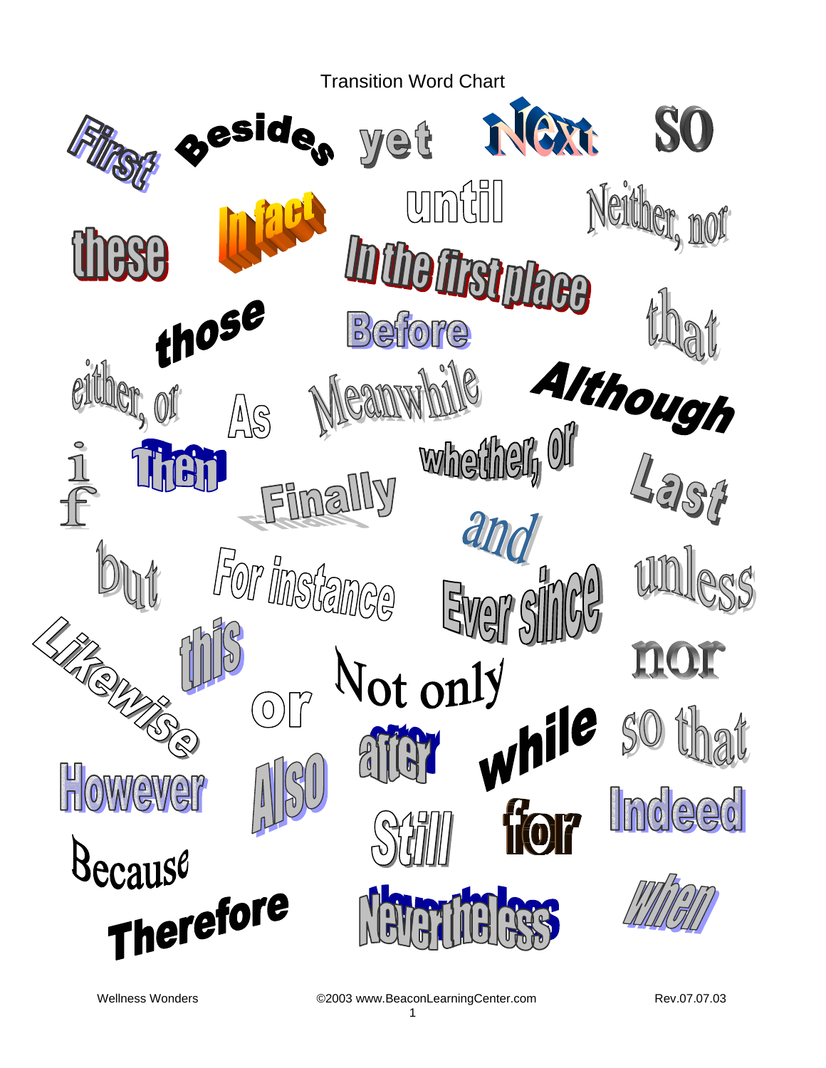# Transition Word Chart

First

Besides

yet

Next

so

until

Neither, nor

these

In fact

In the first place

that

those

Before

either, or

As

Meanwhile

Although

if

Then

whether, or

Finally

Last

and

but

For instance

Ever since

unless

Likewise

this

nor

Not only

or

after

while

so that

However

Also

Still

for

Indeed

Because

Therefore

Nevertheless

when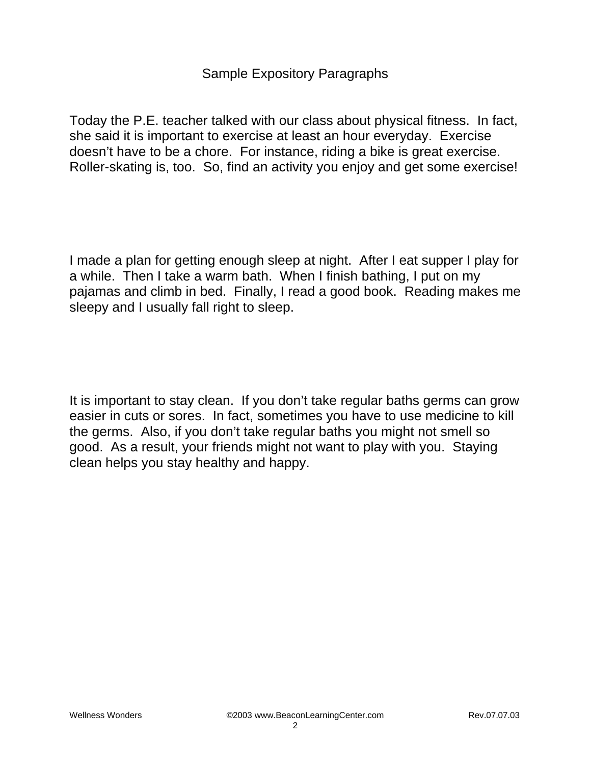# Sample Expository Paragraphs

Today the P.E. teacher talked with our class about physical fitness. In fact, she said it is important to exercise at least an hour everyday. Exercise doesn't have to be a chore. For instance, riding a bike is great exercise. Roller-skating is, too. So, find an activity you enjoy and get some exercise!

I made a plan for getting enough sleep at night. After I eat supper I play for a while. Then I take a warm bath. When I finish bathing, I put on my pajamas and climb in bed. Finally, I read a good book. Reading makes me sleepy and I usually fall right to sleep.

It is important to stay clean. If you don't take regular baths germs can grow easier in cuts or sores. In fact, sometimes you have to use medicine to kill the germs. Also, if you don't take regular baths you might not smell so good. As a result, your friends might not want to play with you. Staying clean helps you stay healthy and happy.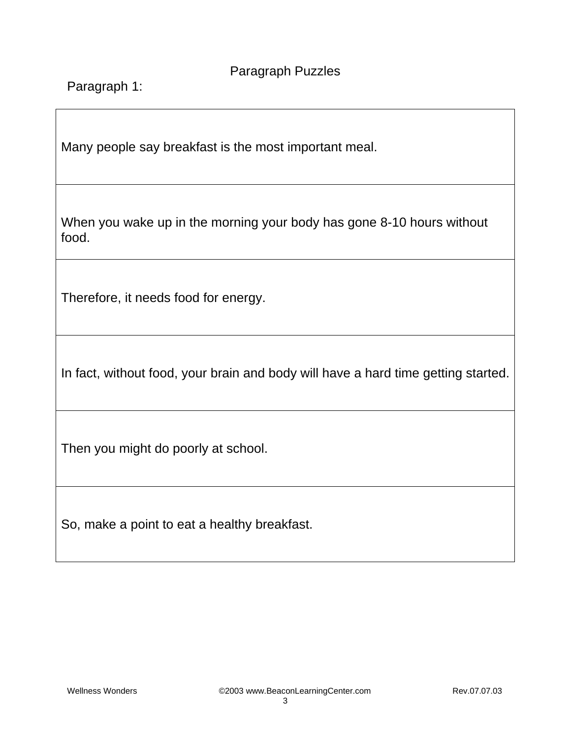# Paragraph Puzzles

Paragraph 1:

| |
|---|
| Many people say breakfast is the most important meal. |
| When you wake up in the morning your body has gone 8-10 hours without food. |
| Therefore, it needs food for energy. |
| In fact, without food, your brain and body will have a hard time getting started. |
| Then you might do poorly at school. |
| So, make a point to eat a healthy breakfast. |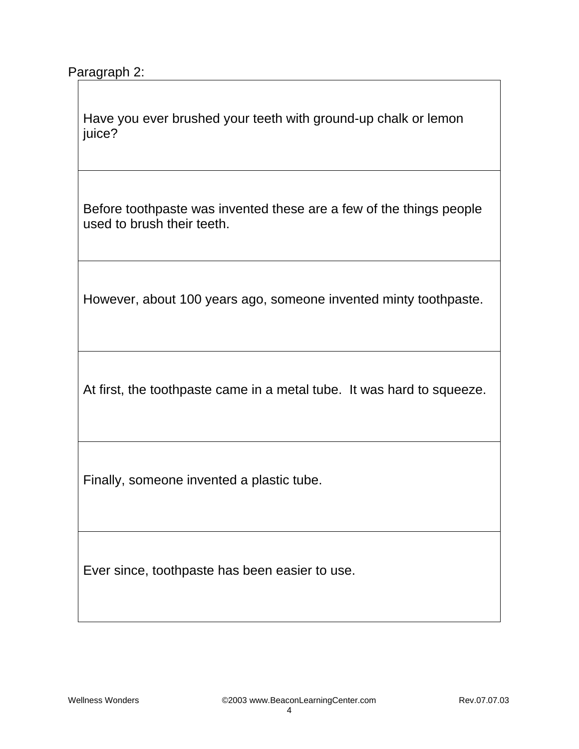Paragraph 2:

| |
|---|
| Have you ever brushed your teeth with ground-up chalk or lemon juice? |
| Before toothpaste was invented these are a few of the things people used to brush their teeth. |
| However, about 100 years ago, someone invented minty toothpaste. |
| At first, the toothpaste came in a metal tube.  It was hard to squeeze. |
| Finally, someone invented a plastic tube. |
| Ever since, toothpaste has been easier to use. |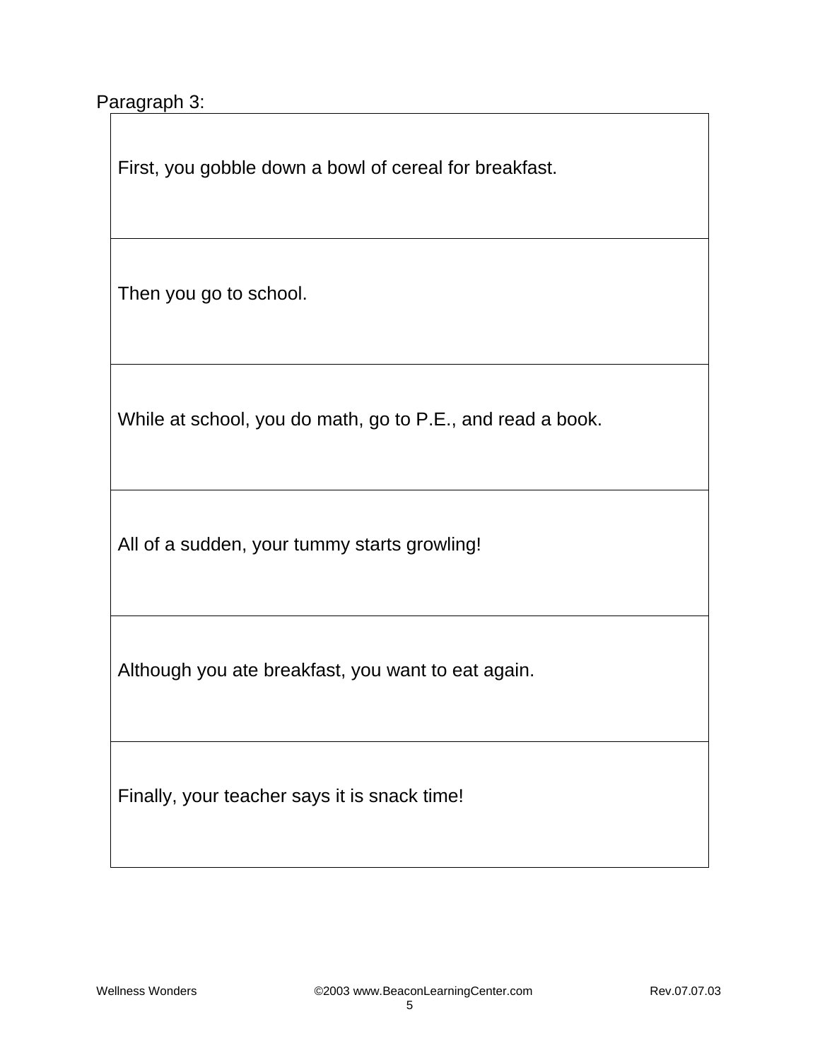Paragraph 3:

| First, you gobble down a bowl of cereal for breakfast. |
| --- |
| Then you go to school. |
| While at school, you do math, go to P.E., and read a book. |
| All of a sudden, your tummy starts growling! |
| Although you ate breakfast, you want to eat again. |
| Finally, your teacher says it is snack time! |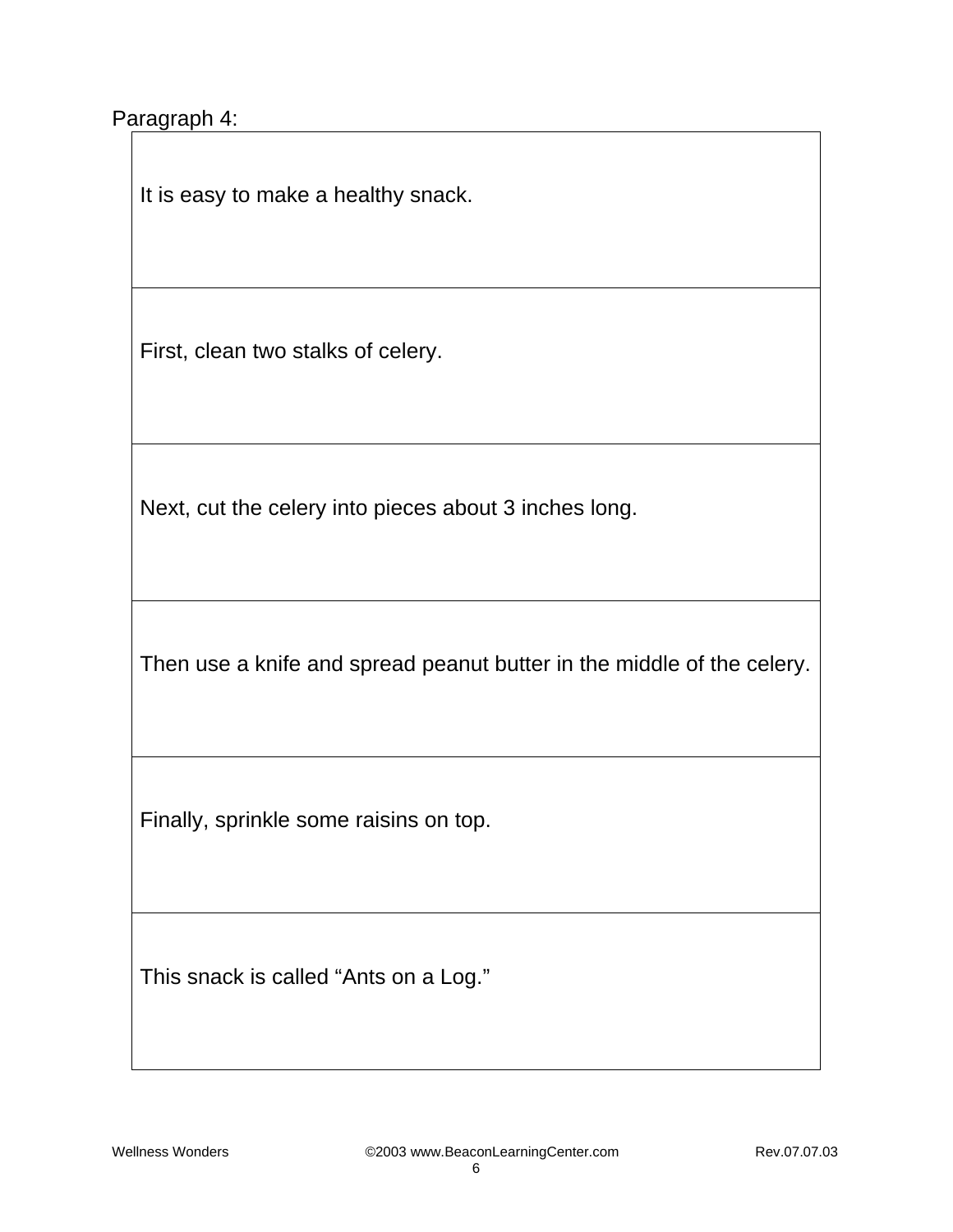Paragraph 4:

| It is easy to make a healthy snack. |
| --- |
| First, clean two stalks of celery. |
| Next, cut the celery into pieces about 3 inches long. |
| Then use a knife and spread peanut butter in the middle of the celery. |
| Finally, sprinkle some raisins on top. |
| This snack is called "Ants on a Log." |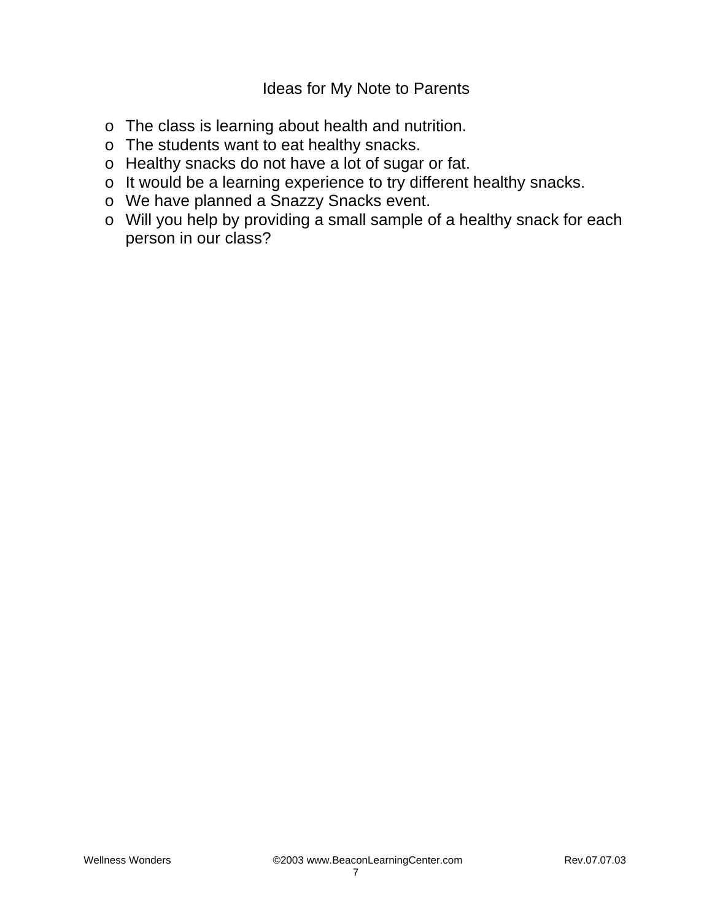## Ideas for My Note to Parents

- The class is learning about health and nutrition.
- The students want to eat healthy snacks.
- Healthy snacks do not have a lot of sugar or fat.
- It would be a learning experience to try different healthy snacks.
- We have planned a Snazzy Snacks event.
- Will you help by providing a small sample of a healthy snack for each person in our class?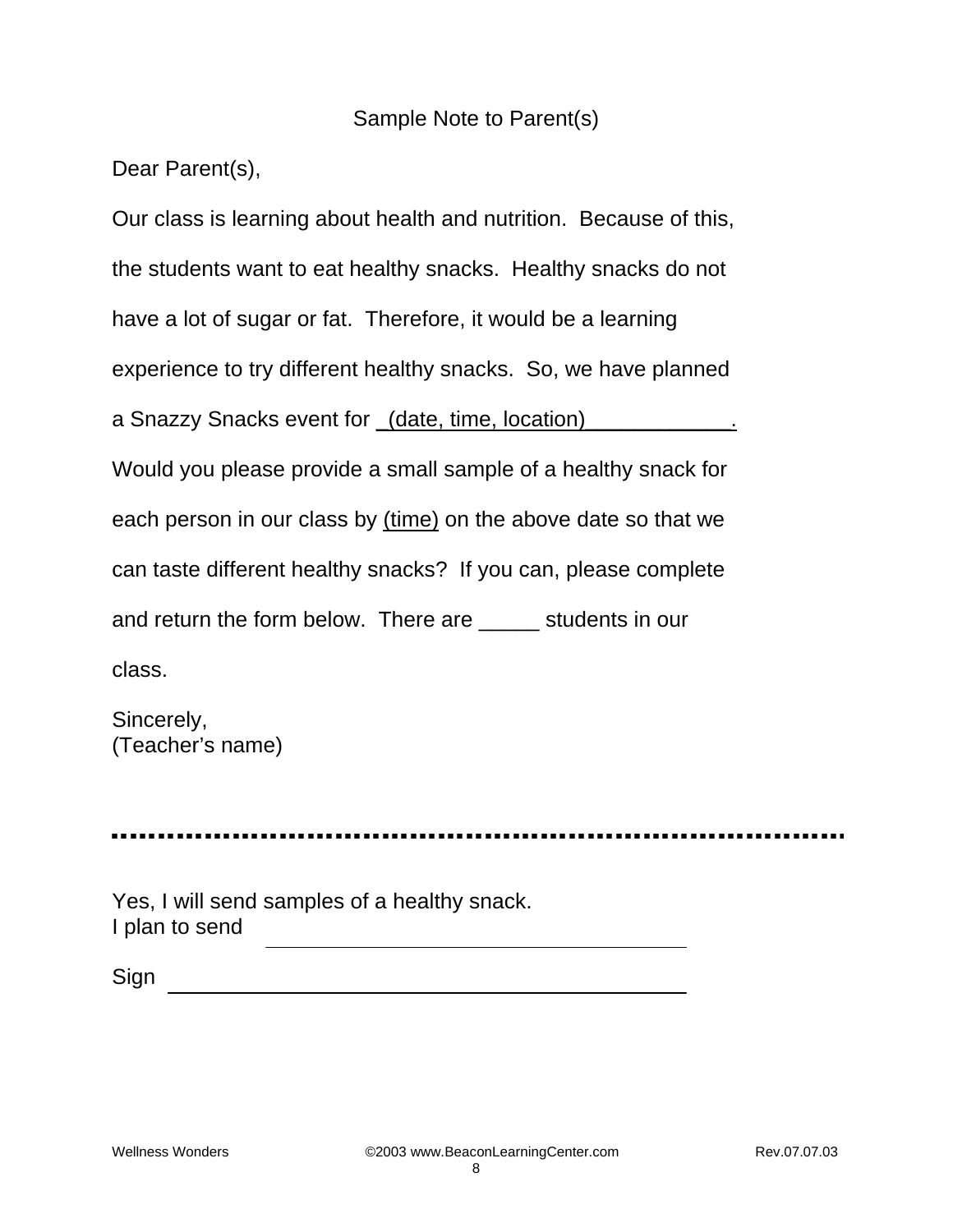Sample Note to Parent(s)

Dear Parent(s),

Our class is learning about health and nutrition. Because of this, the students want to eat healthy snacks. Healthy snacks do not have a lot of sugar or fat. Therefore, it would be a learning experience to try different healthy snacks. So, we have planned a Snazzy Snacks event for _(date, time, location)____________. Would you please provide a small sample of a healthy snack for each person in our class by (time) on the above date so that we can taste different healthy snacks? If you can, please complete and return the form below. There are _____ students in our class.

Sincerely,
(Teacher's name)

---

Yes, I will send samples of a healthy snack.
I plan to send ________________________________________

Sign ________________________________________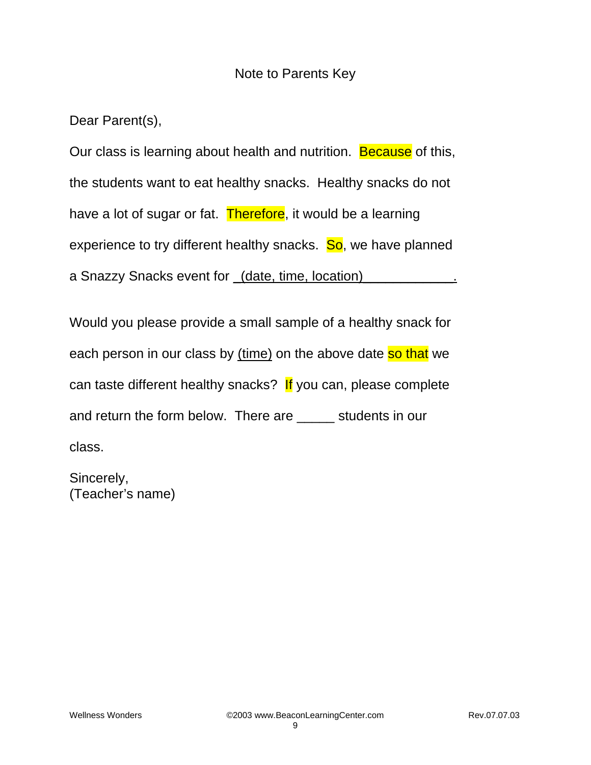Note to Parents Key

Dear Parent(s),

Our class is learning about health and nutrition. Because of this, the students want to eat healthy snacks. Healthy snacks do not have a lot of sugar or fat. Therefore, it would be a learning experience to try different healthy snacks. So, we have planned a Snazzy Snacks event for (date, time, location).

Would you please provide a small sample of a healthy snack for each person in our class by (time) on the above date so that we can taste different healthy snacks? If you can, please complete and return the form below. There are _____ students in our class.

Sincerely,
(Teacher's name)